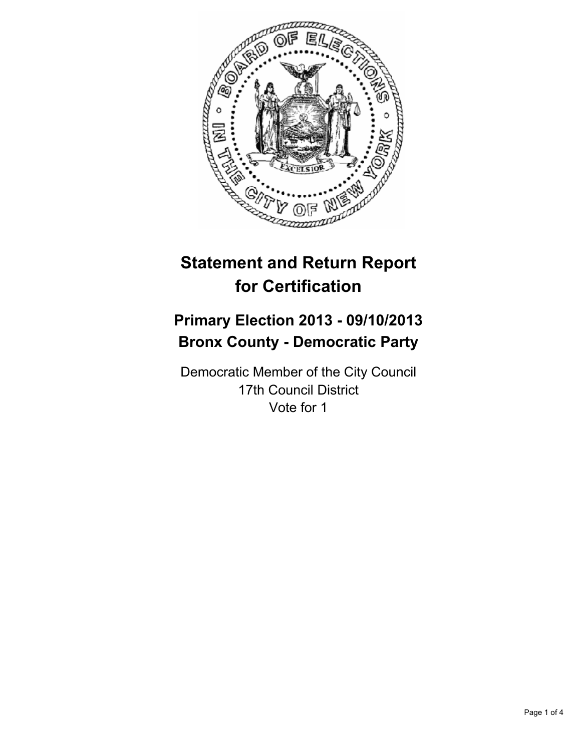# Statement and Return Report for Certification

## Primary Election 2013 - 09/10/2013
## Bronx County - Democratic Party

Democratic Member of the City Council
17th Council District
Vote for 1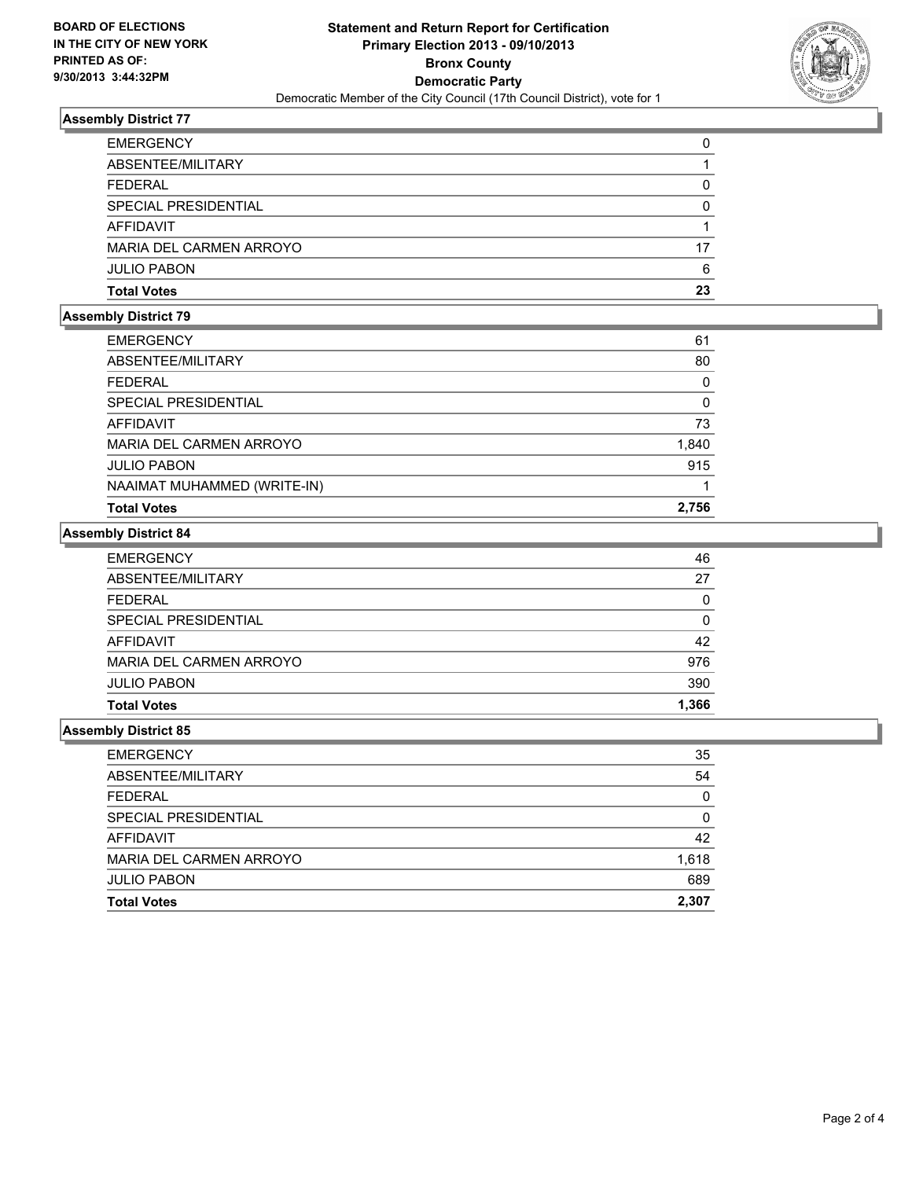**BOARD OF ELECTIONS IN THE CITY OF NEW YORK PRINTED AS OF: 9/30/2013 3:44:32PM**

**Statement and Return Report for Certification Primary Election 2013 - 09/10/2013 Bronx County Democratic Party**

Democratic Member of the City Council (17th Council District), vote for 1

### Assembly District 77

| | |
|---|---|
| EMERGENCY | 0 |
| ABSENTEE/MILITARY | 1 |
| FEDERAL | 0 |
| SPECIAL PRESIDENTIAL | 0 |
| AFFIDAVIT | 1 |
| MARIA DEL CARMEN ARROYO | 17 |
| JULIO PABON | 6 |
| **Total Votes** | **23** |

### Assembly District 79

| | |
|---|---|
| EMERGENCY | 61 |
| ABSENTEE/MILITARY | 80 |
| FEDERAL | 0 |
| SPECIAL PRESIDENTIAL | 0 |
| AFFIDAVIT | 73 |
| MARIA DEL CARMEN ARROYO | 1,840 |
| JULIO PABON | 915 |
| NAAIMAT MUHAMMED (WRITE-IN) | 1 |
| **Total Votes** | **2,756** |

### Assembly District 84

| | |
|---|---|
| EMERGENCY | 46 |
| ABSENTEE/MILITARY | 27 |
| FEDERAL | 0 |
| SPECIAL PRESIDENTIAL | 0 |
| AFFIDAVIT | 42 |
| MARIA DEL CARMEN ARROYO | 976 |
| JULIO PABON | 390 |
| **Total Votes** | **1,366** |

### Assembly District 85

| | |
|---|---|
| EMERGENCY | 35 |
| ABSENTEE/MILITARY | 54 |
| FEDERAL | 0 |
| SPECIAL PRESIDENTIAL | 0 |
| AFFIDAVIT | 42 |
| MARIA DEL CARMEN ARROYO | 1,618 |
| JULIO PABON | 689 |
| **Total Votes** | **2,307** |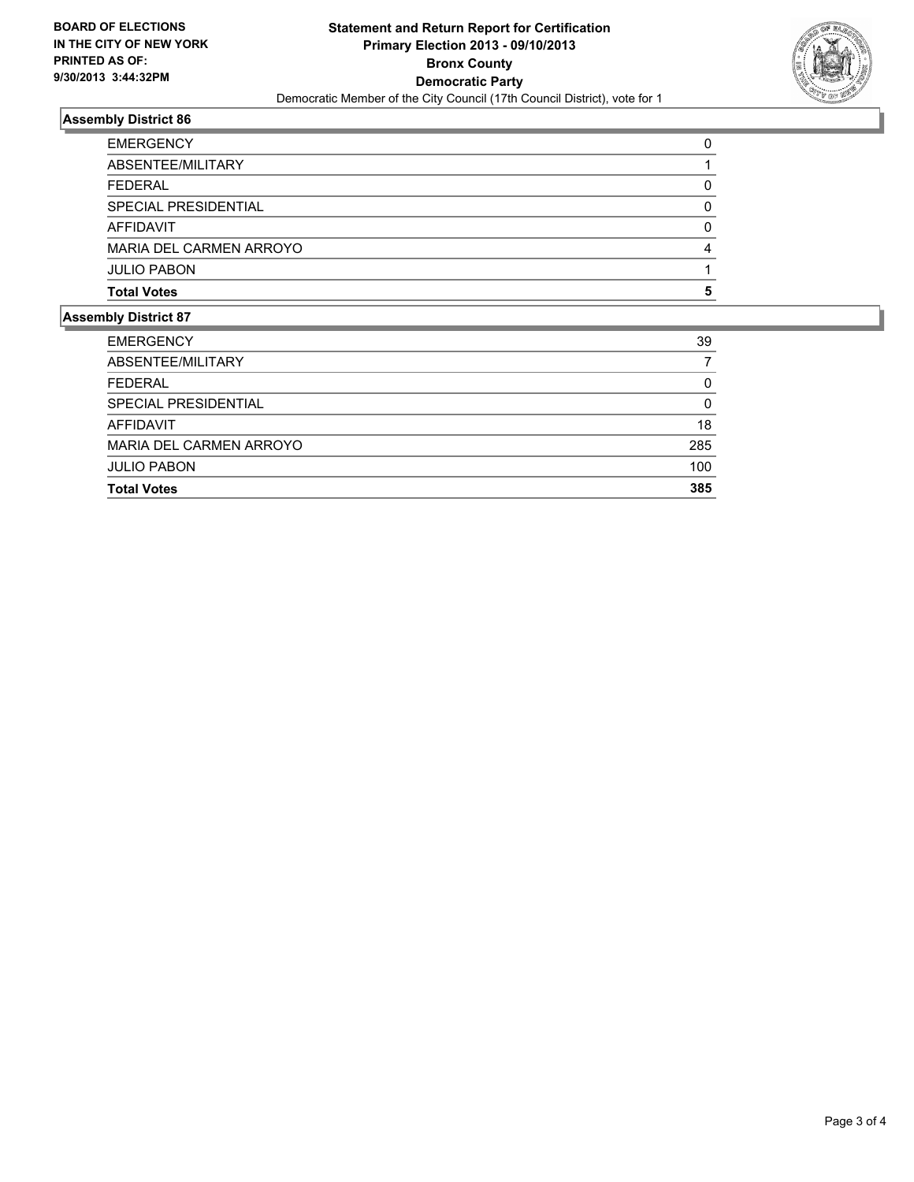**BOARD OF ELECTIONS**
**IN THE CITY OF NEW YORK**
**PRINTED AS OF:**
**9/30/2013 3:44:32PM**

**Statement and Return Report for Certification**
**Primary Election 2013 - 09/10/2013**
**Bronx County**
**Democratic Party**
Democratic Member of the City Council (17th Council District), vote for 1

### Assembly District 86

| | |
|---|---|
| EMERGENCY | 0 |
| ABSENTEE/MILITARY | 1 |
| FEDERAL | 0 |
| SPECIAL PRESIDENTIAL | 0 |
| AFFIDAVIT | 0 |
| MARIA DEL CARMEN ARROYO | 4 |
| JULIO PABON | 1 |
| **Total Votes** | **5** |

### Assembly District 87

| | |
|---|---|
| EMERGENCY | 39 |
| ABSENTEE/MILITARY | 7 |
| FEDERAL | 0 |
| SPECIAL PRESIDENTIAL | 0 |
| AFFIDAVIT | 18 |
| MARIA DEL CARMEN ARROYO | 285 |
| JULIO PABON | 100 |
| **Total Votes** | **385** |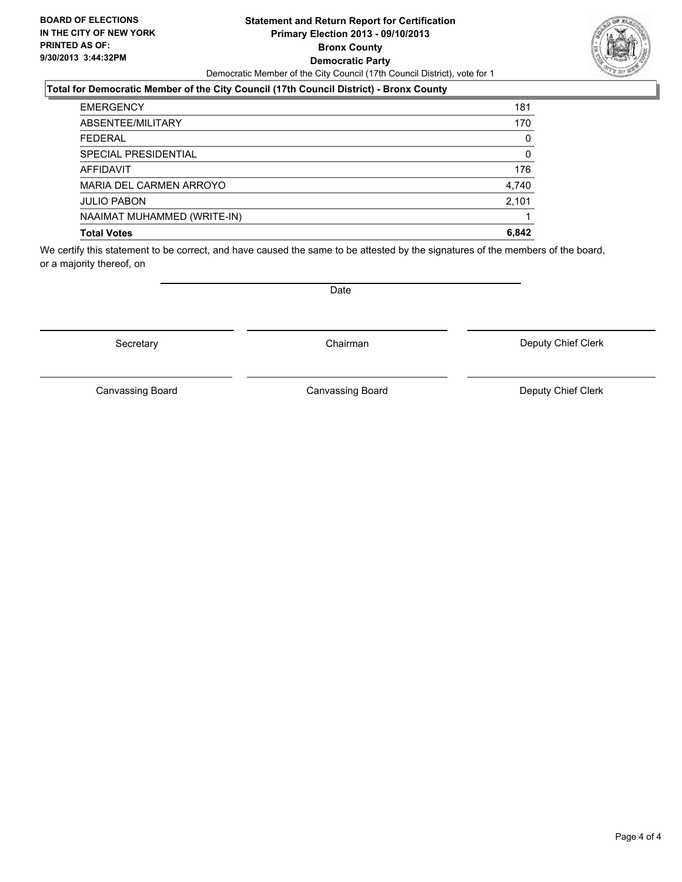**BOARD OF ELECTIONS IN THE CITY OF NEW YORK PRINTED AS OF: 9/30/2013 3:44:32PM**

# Statement and Return Report for Certification
## Primary Election 2013 - 09/10/2013
## Bronx County
## Democratic Party

Democratic Member of the City Council (17th Council District), vote for 1

### Total for Democratic Member of the City Council (17th Council District) - Bronx County

| | |
|---|---|
| EMERGENCY | 181 |
| ABSENTEE/MILITARY | 170 |
| FEDERAL | 0 |
| SPECIAL PRESIDENTIAL | 0 |
| AFFIDAVIT | 176 |
| MARIA DEL CARMEN ARROYO | 4,740 |
| JULIO PABON | 2,101 |
| NAAIMAT MUHAMMED (WRITE-IN) | 1 |
| **Total Votes** | **6,842** |

We certify this statement to be correct, and have caused the same to be attested by the signatures of the members of the board, or a majority thereof, on

Date

Secretary | Chairman | Deputy Chief Clerk

Canvassing Board | Canvassing Board | Deputy Chief Clerk